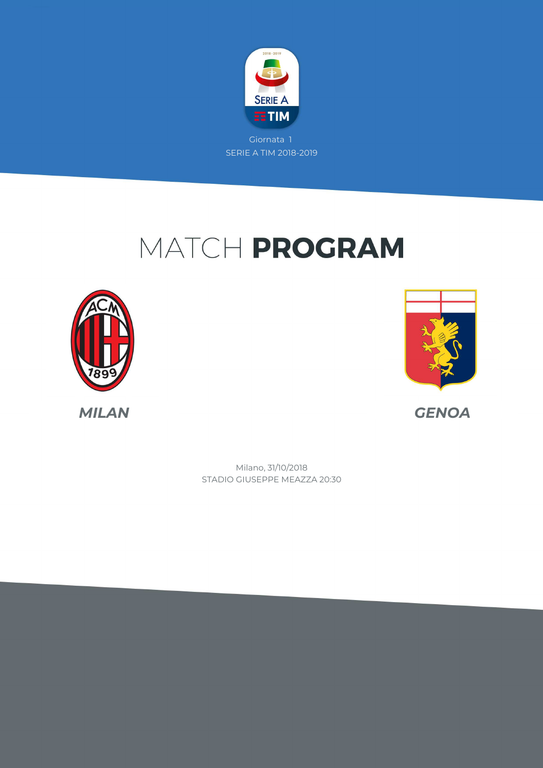Giornata 1

SERIE A TIM 2018-2019

# MATCH **PROGRAM**

***MILAN***

***GENOA***

Milano, 31/10/2018

STADIO GIUSEPPE MEAZZA 20:30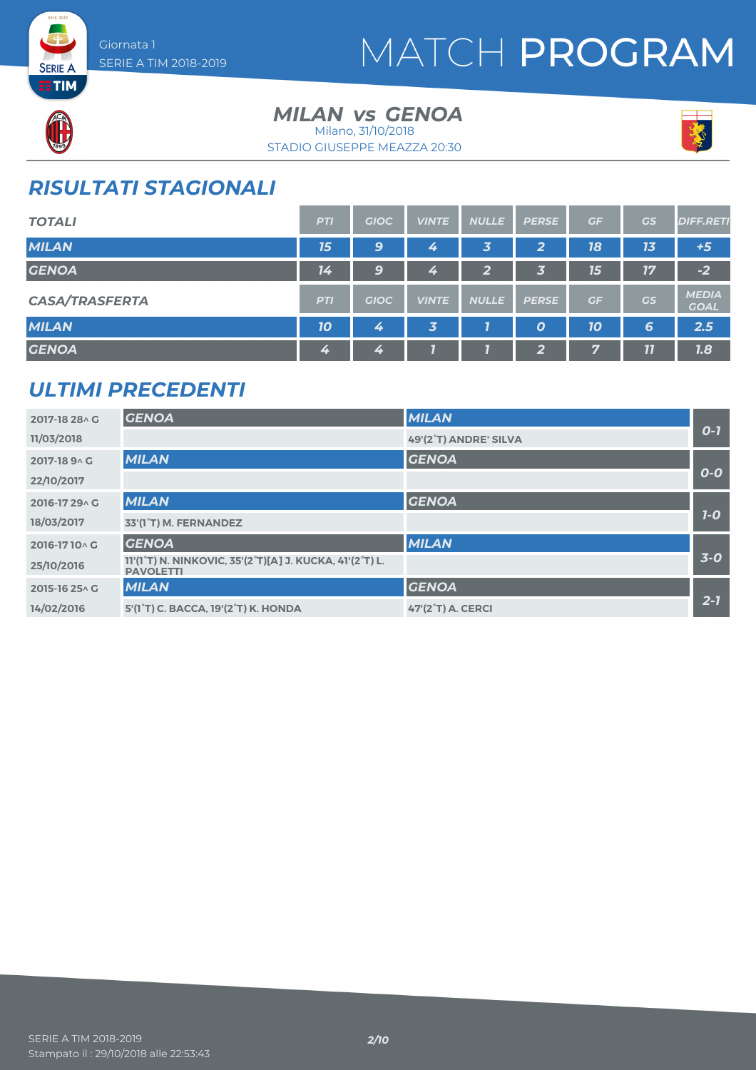# MATCH PROGRAM

Giornata 1
SERIE A TIM 2018-2019

## MILAN vs GENOA

Milano, 31/10/2018
STADIO GIUSEPPE MEAZZA 20:30

## RISULTATI STAGIONALI

| TOTALI | PTI | GIOC | VINTE | NULLE | PERSE | GF | GS | DIFF.RETI |
|---|---|---|---|---|---|---|---|---|
| MILAN | 15 | 9 | 4 | 3 | 2 | 18 | 13 | +5 |
| GENOA | 14 | 9 | 4 | 2 | 3 | 15 | 17 | -2 |

| CASA/TRASFERTA | PTI | GIOC | VINTE | NULLE | PERSE | GF | GS | MEDIA GOAL |
|---|---|---|---|---|---|---|---|---|
| MILAN | 10 | 4 | 3 | 1 | 0 | 10 | 6 | 2.5 |
| GENOA | 4 | 4 | 1 | 1 | 2 | 7 | 11 | 1.8 |

## ULTIMI PRECEDENTI

| Giornata / Data | Casa | Trasferta | Risultato |
|---|---|---|---|
| 2017-18 28^ G<br>11/03/2018 | GENOA | MILAN<br>49'(2°T) ANDRE' SILVA | 0-1 |
| 2017-18 9^ G<br>22/10/2017 | MILAN | GENOA | 0-0 |
| 2016-17 29^ G<br>18/03/2017 | MILAN<br>33'(1°T) M. FERNANDEZ | GENOA | 1-0 |
| 2016-17 10^ G<br>25/10/2016 | GENOA<br>11'(1°T) N. NINKOVIC, 35'(2°T)[A] J. KUCKA, 41'(2°T) L. PAVOLETTI | MILAN | 3-0 |
| 2015-16 25^ G<br>14/02/2016 | MILAN<br>5'(1°T) C. BACCA, 19'(2°T) K. HONDA | GENOA<br>47'(2°T) A. CERCI | 2-1 |

SERIE A TIM 2018-2019
Stampato il : 29/10/2018 alle 22:53:43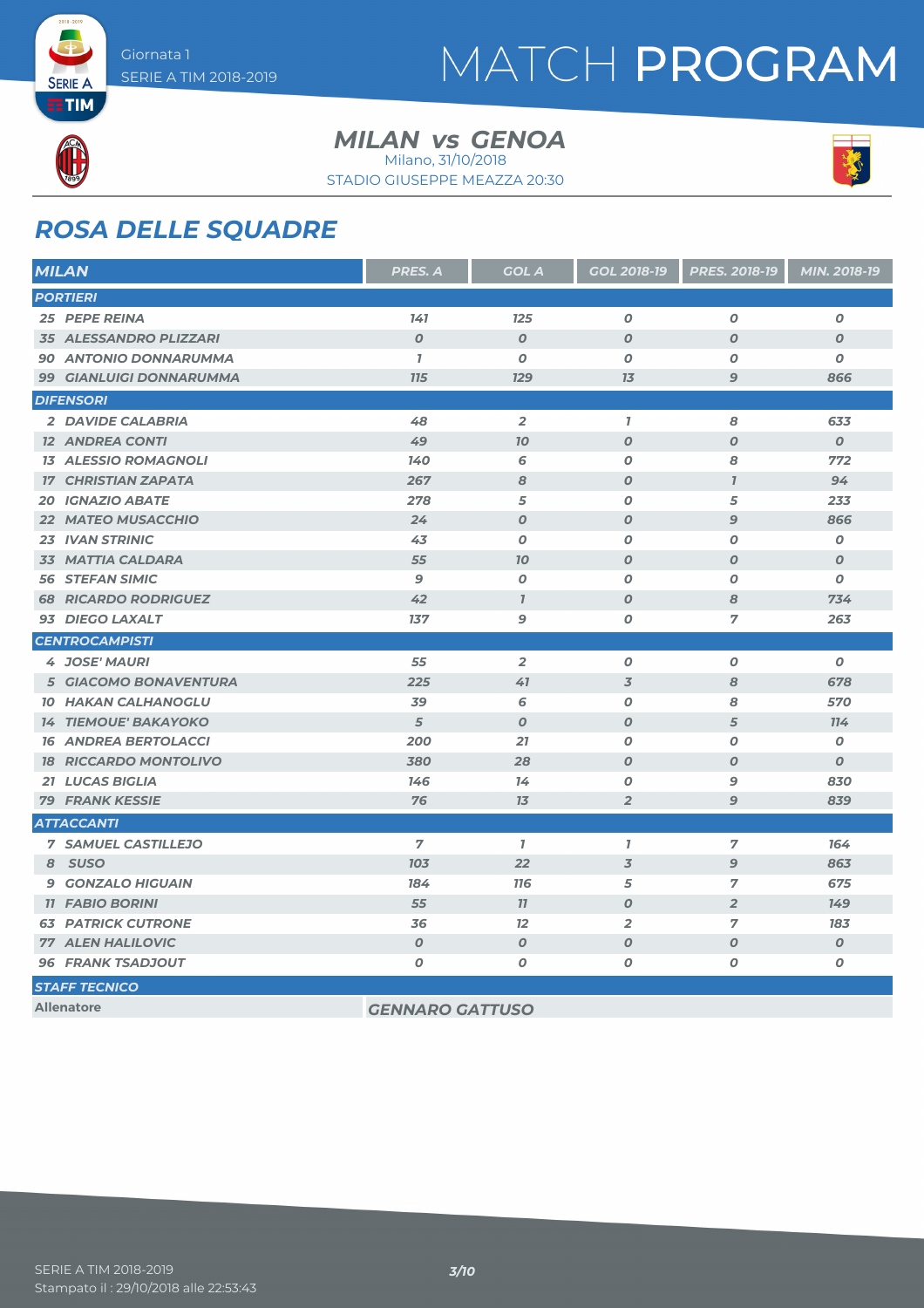# MATCH PROGRAM

Giornata 1
SERIE A TIM 2018-2019

## MILAN vs GENOA

Milano, 31/10/2018
STADIO GIUSEPPE MEAZZA 20:30

## ROSA DELLE SQUADRE

| MILAN | PRES. A | GOL A | GOL 2018-19 | PRES. 2018-19 | MIN. 2018-19 |
|---|---|---|---|---|---|
| **PORTIERI** | | | | | |
| 25 PEPE REINA | 141 | 125 | 0 | 0 | 0 |
| 35 ALESSANDRO PLIZZARI | 0 | 0 | 0 | 0 | 0 |
| 90 ANTONIO DONNARUMMA | 1 | 0 | 0 | 0 | 0 |
| 99 GIANLUIGI DONNARUMMA | 115 | 129 | 13 | 9 | 866 |
| **DIFENSORI** | | | | | |
| 2 DAVIDE CALABRIA | 48 | 2 | 1 | 8 | 633 |
| 12 ANDREA CONTI | 49 | 10 | 0 | 0 | 0 |
| 13 ALESSIO ROMAGNOLI | 140 | 6 | 0 | 8 | 772 |
| 17 CHRISTIAN ZAPATA | 267 | 8 | 0 | 1 | 94 |
| 20 IGNAZIO ABATE | 278 | 5 | 0 | 5 | 233 |
| 22 MATEO MUSACCHIO | 24 | 0 | 0 | 9 | 866 |
| 23 IVAN STRINIC | 43 | 0 | 0 | 0 | 0 |
| 33 MATTIA CALDARA | 55 | 10 | 0 | 0 | 0 |
| 56 STEFAN SIMIC | 9 | 0 | 0 | 0 | 0 |
| 68 RICARDO RODRIGUEZ | 42 | 1 | 0 | 8 | 734 |
| 93 DIEGO LAXALT | 137 | 9 | 0 | 7 | 263 |
| **CENTROCAMPISTI** | | | | | |
| 4 JOSE' MAURI | 55 | 2 | 0 | 0 | 0 |
| 5 GIACOMO BONAVENTURA | 225 | 41 | 3 | 8 | 678 |
| 10 HAKAN CALHANOGLU | 39 | 6 | 0 | 8 | 570 |
| 14 TIEMOUE' BAKAYOKO | 5 | 0 | 0 | 5 | 114 |
| 16 ANDREA BERTOLACCI | 200 | 21 | 0 | 0 | 0 |
| 18 RICCARDO MONTOLIVO | 380 | 28 | 0 | 0 | 0 |
| 21 LUCAS BIGLIA | 146 | 14 | 0 | 9 | 830 |
| 79 FRANK KESSIE | 76 | 13 | 2 | 9 | 839 |
| **ATTACCANTI** | | | | | |
| 7 SAMUEL CASTILLEJO | 7 | 1 | 1 | 7 | 164 |
| 8 SUSO | 103 | 22 | 3 | 9 | 863 |
| 9 GONZALO HIGUAIN | 184 | 116 | 5 | 7 | 675 |
| 11 FABIO BORINI | 55 | 11 | 0 | 2 | 149 |
| 63 PATRICK CUTRONE | 36 | 12 | 2 | 7 | 183 |
| 77 ALEN HALILOVIC | 0 | 0 | 0 | 0 | 0 |
| 96 FRANK TSADJOUT | 0 | 0 | 0 | 0 | 0 |

**STAFF TECNICO**

| Allenatore | GENNARO GATTUSO |
|---|---|

SERIE A TIM 2018-2019
Stampato il : 29/10/2018 alle 22:53:43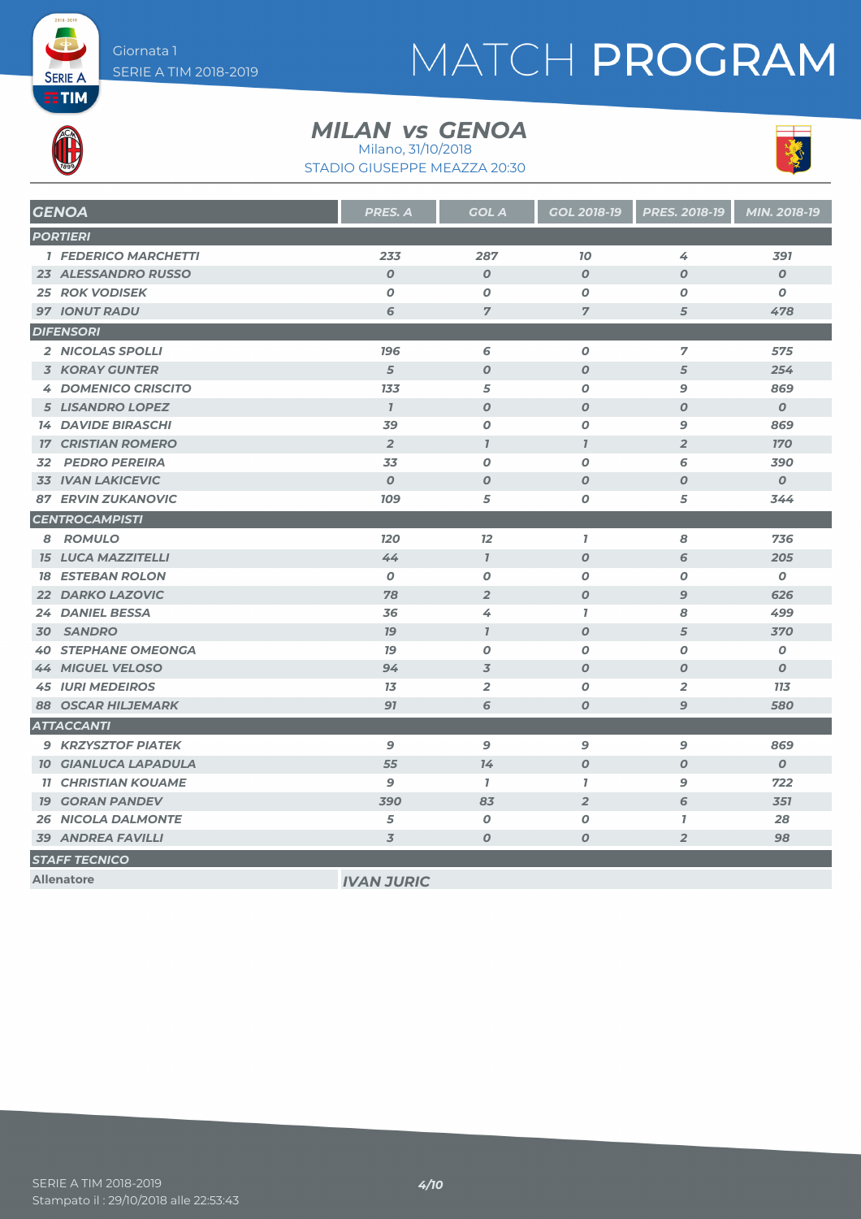# MATCH PROGRAM

Giornata 1
SERIE A TIM 2018-2019

## MILAN vs GENOA

Milano, 31/10/2018
STADIO GIUSEPPE MEAZZA 20:30

| GENOA | PRES. A | GOL A | GOL 2018-19 | PRES. 2018-19 | MIN. 2018-19 |
|---|---|---|---|---|---|
| **PORTIERI** | | | | | |
| 1 FEDERICO MARCHETTI | 233 | 287 | 10 | 4 | 391 |
| 23 ALESSANDRO RUSSO | 0 | 0 | 0 | 0 | 0 |
| 25 ROK VODISEK | 0 | 0 | 0 | 0 | 0 |
| 97 IONUT RADU | 6 | 7 | 7 | 5 | 478 |
| **DIFENSORI** | | | | | |
| 2 NICOLAS SPOLLI | 196 | 6 | 0 | 7 | 575 |
| 3 KORAY GUNTER | 5 | 0 | 0 | 5 | 254 |
| 4 DOMENICO CRISCITO | 133 | 5 | 0 | 9 | 869 |
| 5 LISANDRO LOPEZ | 1 | 0 | 0 | 0 | 0 |
| 14 DAVIDE BIRASCHI | 39 | 0 | 0 | 9 | 869 |
| 17 CRISTIAN ROMERO | 2 | 1 | 1 | 2 | 170 |
| 32 PEDRO PEREIRA | 33 | 0 | 0 | 6 | 390 |
| 33 IVAN LAKICEVIC | 0 | 0 | 0 | 0 | 0 |
| 87 ERVIN ZUKANOVIC | 109 | 5 | 0 | 5 | 344 |
| **CENTROCAMPISTI** | | | | | |
| 8 ROMULO | 120 | 12 | 1 | 8 | 736 |
| 15 LUCA MAZZITELLI | 44 | 1 | 0 | 6 | 205 |
| 18 ESTEBAN ROLON | 0 | 0 | 0 | 0 | 0 |
| 22 DARKO LAZOVIC | 78 | 2 | 0 | 9 | 626 |
| 24 DANIEL BESSA | 36 | 4 | 1 | 8 | 499 |
| 30 SANDRO | 19 | 1 | 0 | 5 | 370 |
| 40 STEPHANE OMEONGA | 19 | 0 | 0 | 0 | 0 |
| 44 MIGUEL VELOSO | 94 | 3 | 0 | 0 | 0 |
| 45 IURI MEDEIROS | 13 | 2 | 0 | 2 | 113 |
| 88 OSCAR HILJEMARK | 91 | 6 | 0 | 9 | 580 |
| **ATTACCANTI** | | | | | |
| 9 KRZYSZTOF PIATEK | 9 | 9 | 9 | 9 | 869 |
| 10 GIANLUCA LAPADULA | 55 | 14 | 0 | 0 | 0 |
| 11 CHRISTIAN KOUAME | 9 | 1 | 1 | 9 | 722 |
| 19 GORAN PANDEV | 390 | 83 | 2 | 6 | 351 |
| 26 NICOLA DALMONTE | 5 | 0 | 0 | 1 | 28 |
| 39 ANDREA FAVILLI | 3 | 0 | 0 | 2 | 98 |

| STAFF TECNICO | |
|---|---|
| Allenatore | IVAN JURIC |

SERIE A TIM 2018-2019
Stampato il : 29/10/2018 alle 22:53:43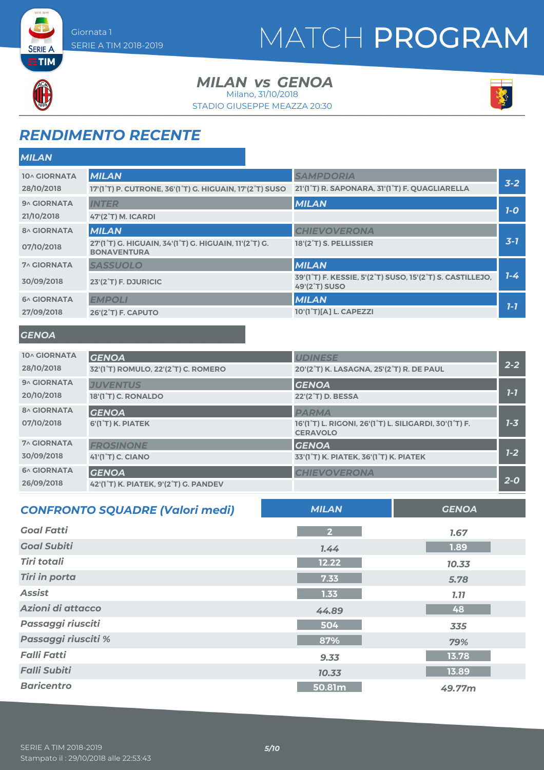Giornata 1
SERIE A TIM 2018-2019

# MATCH PROGRAM

## MILAN vs GENOA

Milano, 31/10/2018
STADIO GIUSEPPE MEAZZA 20:30

## RENDIMENTO RECENTE

### MILAN

| Giornata | Casa | Trasferta | Risultato |
|---|---|---|---|
| 10^ GIORNATA 28/10/2018 | **MILAN** 17'(1°T) P. CUTRONE, 36'(1°T) G. HIGUAIN, 17'(2°T) SUSO | **SAMPDORIA** 21'(1°T) R. SAPONARA, 31'(1°T) F. QUAGLIARELLA | 3-2 |
| 9^ GIORNATA 21/10/2018 | **INTER** 47'(2°T) M. ICARDI | **MILAN** | 1-0 |
| 8^ GIORNATA 07/10/2018 | **MILAN** 27'(1°T) G. HIGUAIN, 34'(1°T) G. HIGUAIN, 11'(2°T) G. BONAVENTURA | **CHIEVOVERONA** 18'(2°T) S. PELLISSIER | 3-1 |
| 7^ GIORNATA 30/09/2018 | **SASSUOLO** 23'(2°T) F. DJURICIC | **MILAN** 39'(1°T) F. KESSIE, 5'(2°T) SUSO, 15'(2°T) S. CASTILLEJO, 49'(2°T) SUSO | 1-4 |
| 6^ GIORNATA 27/09/2018 | **EMPOLI** 26'(2°T) F. CAPUTO | **MILAN** 10'(1°T)[A] L. CAPEZZI | 1-1 |

### GENOA

| Giornata | Casa | Trasferta | Risultato |
|---|---|---|---|
| 10^ GIORNATA 28/10/2018 | **GENOA** 32'(1°T) ROMULO, 22'(2°T) C. ROMERO | **UDINESE** 20'(2°T) K. LASAGNA, 25'(2°T) R. DE PAUL | 2-2 |
| 9^ GIORNATA 20/10/2018 | **JUVENTUS** 18'(1°T) C. RONALDO | **GENOA** 22'(2°T) D. BESSA | 1-1 |
| 8^ GIORNATA 07/10/2018 | **GENOA** 6'(1°T) K. PIATEK | **PARMA** 16'(1°T) L. RIGONI, 26'(1°T) L. SILIGARDI, 30'(1°T) F. CERAVOLO | 1-3 |
| 7^ GIORNATA 30/09/2018 | **FROSINONE** 41'(1°T) C. CIANO | **GENOA** 33'(1°T) K. PIATEK, 36'(1°T) K. PIATEK | 1-2 |
| 6^ GIORNATA 26/09/2018 | **GENOA** 42'(1°T) K. PIATEK, 9'(2°T) G. PANDEV | **CHIEVOVERONA** | 2-0 |

## CONFRONTO SQUADRE (Valori medi)

| | MILAN | GENOA |
|---|---|---|
| Goal Fatti | 2 | 1.67 |
| Goal Subiti | 1.44 | 1.89 |
| Tiri totali | 12.22 | 10.33 |
| Tiri in porta | 7.33 | 5.78 |
| Assist | 1.33 | 1.11 |
| Azioni di attacco | 44.89 | 48 |
| Passaggi riusciti | 504 | 335 |
| Passaggi riusciti % | 87% | 79% |
| Falli Fatti | 9.33 | 13.78 |
| Falli Subiti | 10.33 | 13.89 |
| Baricentro | 50.81m | 49.77m |

SERIE A TIM 2018-2019
Stampato il : 29/10/2018 alle 22:53:43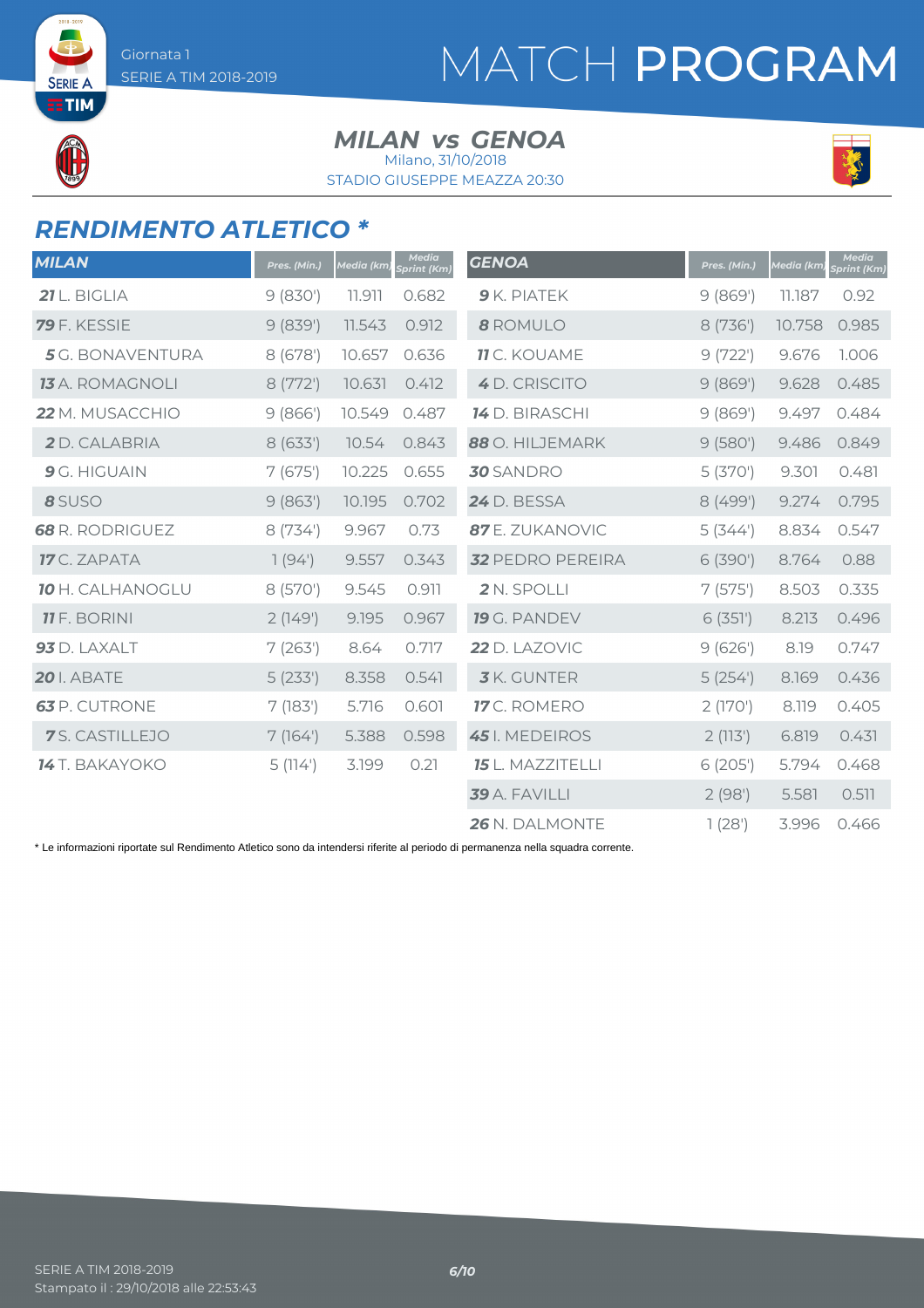Giornata 1
SERIE A TIM 2018-2019

# MATCH PROGRAM

## MILAN vs GENOA

Milano, 31/10/2018
STADIO GIUSEPPE MEAZZA 20:30

## RENDIMENTO ATLETICO *

| MILAN | Pres. (Min.) | Media (km) | Media Sprint (Km) |
|---|---|---|---|
| **21** L. BIGLIA | 9 (830') | 11.911 | 0.682 |
| **79** F. KESSIE | 9 (839') | 11.543 | 0.912 |
| **5** G. BONAVENTURA | 8 (678') | 10.657 | 0.636 |
| **13** A. ROMAGNOLI | 8 (772') | 10.631 | 0.412 |
| **22** M. MUSACCHIO | 9 (866') | 10.549 | 0.487 |
| **2** D. CALABRIA | 8 (633') | 10.54 | 0.843 |
| **9** G. HIGUAIN | 7 (675') | 10.225 | 0.655 |
| **8** SUSO | 9 (863') | 10.195 | 0.702 |
| **68** R. RODRIGUEZ | 8 (734') | 9.967 | 0.73 |
| **17** C. ZAPATA | 1 (94') | 9.557 | 0.343 |
| **10** H. CALHANOGLU | 8 (570') | 9.545 | 0.911 |
| **11** F. BORINI | 2 (149') | 9.195 | 0.967 |
| **93** D. LAXALT | 7 (263') | 8.64 | 0.717 |
| **20** I. ABATE | 5 (233') | 8.358 | 0.541 |
| **63** P. CUTRONE | 7 (183') | 5.716 | 0.601 |
| **7** S. CASTILLEJO | 7 (164') | 5.388 | 0.598 |
| **14** T. BAKAYOKO | 5 (114') | 3.199 | 0.21 |

| GENOA | Pres. (Min.) | Media (km) | Media Sprint (Km) |
|---|---|---|---|
| **9** K. PIATEK | 9 (869') | 11.187 | 0.92 |
| **8** ROMULO | 8 (736') | 10.758 | 0.985 |
| **11** C. KOUAME | 9 (722') | 9.676 | 1.006 |
| **4** D. CRISCITO | 9 (869') | 9.628 | 0.485 |
| **14** D. BIRASCHI | 9 (869') | 9.497 | 0.484 |
| **88** O. HILJEMARK | 9 (580') | 9.486 | 0.849 |
| **30** SANDRO | 5 (370') | 9.301 | 0.481 |
| **24** D. BESSA | 8 (499') | 9.274 | 0.795 |
| **87** E. ZUKANOVIC | 5 (344') | 8.834 | 0.547 |
| **32** PEDRO PEREIRA | 6 (390') | 8.764 | 0.88 |
| **2** N. SPOLLI | 7 (575') | 8.503 | 0.335 |
| **19** G. PANDEV | 6 (351') | 8.213 | 0.496 |
| **22** D. LAZOVIC | 9 (626') | 8.19 | 0.747 |
| **3** K. GUNTER | 5 (254') | 8.169 | 0.436 |
| **17** C. ROMERO | 2 (170') | 8.119 | 0.405 |
| **45** I. MEDEIROS | 2 (113') | 6.819 | 0.431 |
| **15** L. MAZZITELLI | 6 (205') | 5.794 | 0.468 |
| **39** A. FAVILLI | 2 (98') | 5.581 | 0.511 |
| **26** N. DALMONTE | 1 (28') | 3.996 | 0.466 |

* Le informazioni riportate sul Rendimento Atletico sono da intendersi riferite al periodo di permanenza nella squadra corrente.

SERIE A TIM 2018-2019
Stampato il : 29/10/2018 alle 22:53:43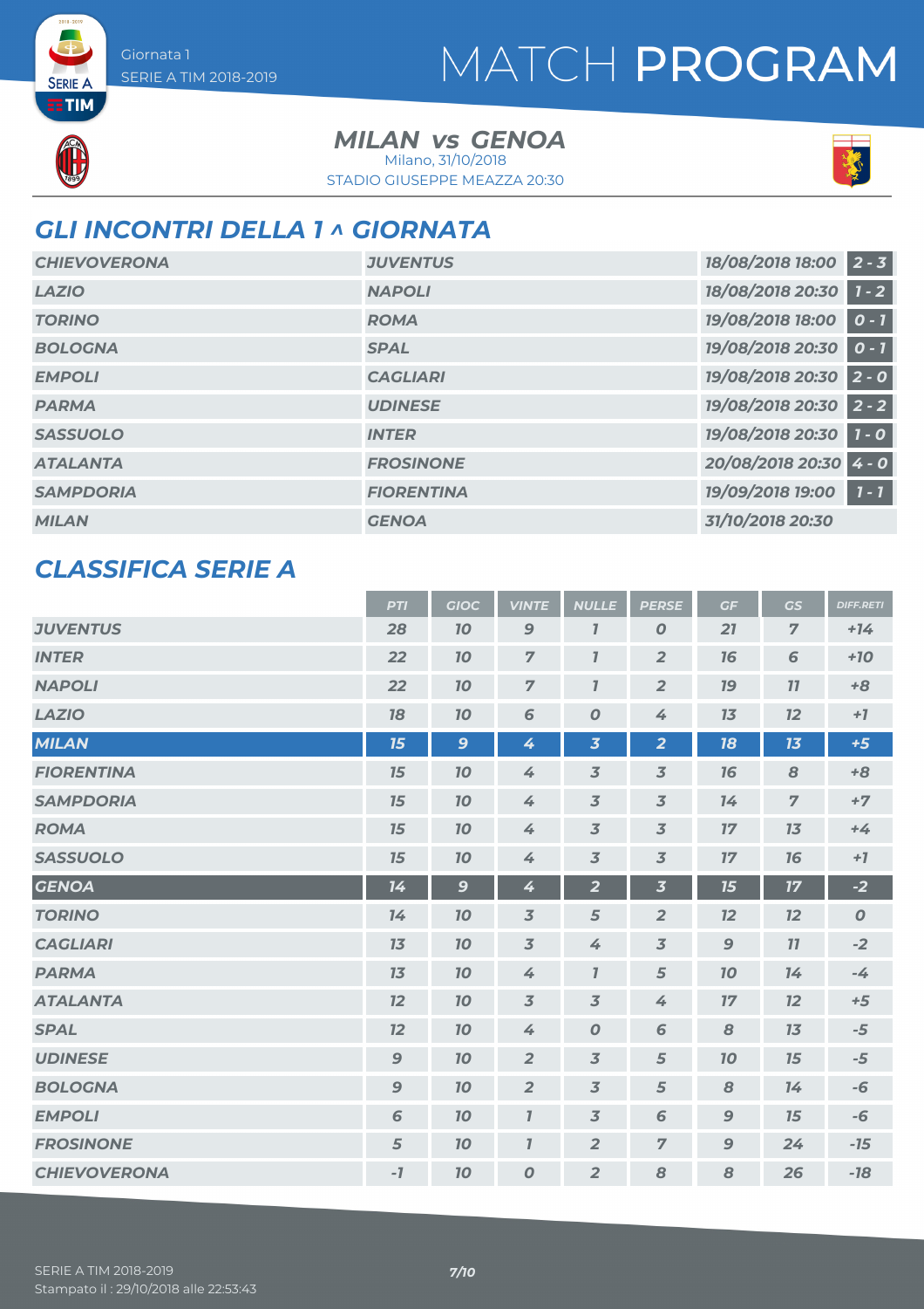Giornata 1
SERIE A TIM 2018-2019

# MATCH PROGRAM

## MILAN vs GENOA

Milano, 31/10/2018
STADIO GIUSEPPE MEAZZA 20:30

## GLI INCONTRI DELLA 1 ^ GIORNATA

| | | | |
|---|---|---|---|
| CHIEVOVERONA | JUVENTUS | 18/08/2018 18:00 | 2 - 3 |
| LAZIO | NAPOLI | 18/08/2018 20:30 | 1 - 2 |
| TORINO | ROMA | 19/08/2018 18:00 | 0 - 1 |
| BOLOGNA | SPAL | 19/08/2018 20:30 | 0 - 1 |
| EMPOLI | CAGLIARI | 19/08/2018 20:30 | 2 - 0 |
| PARMA | UDINESE | 19/08/2018 20:30 | 2 - 2 |
| SASSUOLO | INTER | 19/08/2018 20:30 | 1 - 0 |
| ATALANTA | FROSINONE | 20/08/2018 20:30 | 4 - 0 |
| SAMPDORIA | FIORENTINA | 19/09/2018 19:00 | 1 - 1 |
| MILAN | GENOA | 31/10/2018 20:30 | |

## CLASSIFICA SERIE A

| | PTI | GIOC | VINTE | NULLE | PERSE | GF | GS | DIFF.RETI |
|---|---|---|---|---|---|---|---|---|
| JUVENTUS | 28 | 10 | 9 | 1 | 0 | 21 | 7 | +14 |
| INTER | 22 | 10 | 7 | 1 | 2 | 16 | 6 | +10 |
| NAPOLI | 22 | 10 | 7 | 1 | 2 | 19 | 11 | +8 |
| LAZIO | 18 | 10 | 6 | 0 | 4 | 13 | 12 | +1 |
| MILAN | 15 | 9 | 4 | 3 | 2 | 18 | 13 | +5 |
| FIORENTINA | 15 | 10 | 4 | 3 | 3 | 16 | 8 | +8 |
| SAMPDORIA | 15 | 10 | 4 | 3 | 3 | 14 | 7 | +7 |
| ROMA | 15 | 10 | 4 | 3 | 3 | 17 | 13 | +4 |
| SASSUOLO | 15 | 10 | 4 | 3 | 3 | 17 | 16 | +1 |
| GENOA | 14 | 9 | 4 | 2 | 3 | 15 | 17 | -2 |
| TORINO | 14 | 10 | 3 | 5 | 2 | 12 | 12 | 0 |
| CAGLIARI | 13 | 10 | 3 | 4 | 3 | 9 | 11 | -2 |
| PARMA | 13 | 10 | 4 | 1 | 5 | 10 | 14 | -4 |
| ATALANTA | 12 | 10 | 3 | 3 | 4 | 17 | 12 | +5 |
| SPAL | 12 | 10 | 4 | 0 | 6 | 8 | 13 | -5 |
| UDINESE | 9 | 10 | 2 | 3 | 5 | 10 | 15 | -5 |
| BOLOGNA | 9 | 10 | 2 | 3 | 5 | 8 | 14 | -6 |
| EMPOLI | 6 | 10 | 1 | 3 | 6 | 9 | 15 | -6 |
| FROSINONE | 5 | 10 | 1 | 2 | 7 | 9 | 24 | -15 |
| CHIEVOVERONA | -1 | 10 | 0 | 2 | 8 | 8 | 26 | -18 |

SERIE A TIM 2018-2019
Stampato il : 29/10/2018 alle 22:53:43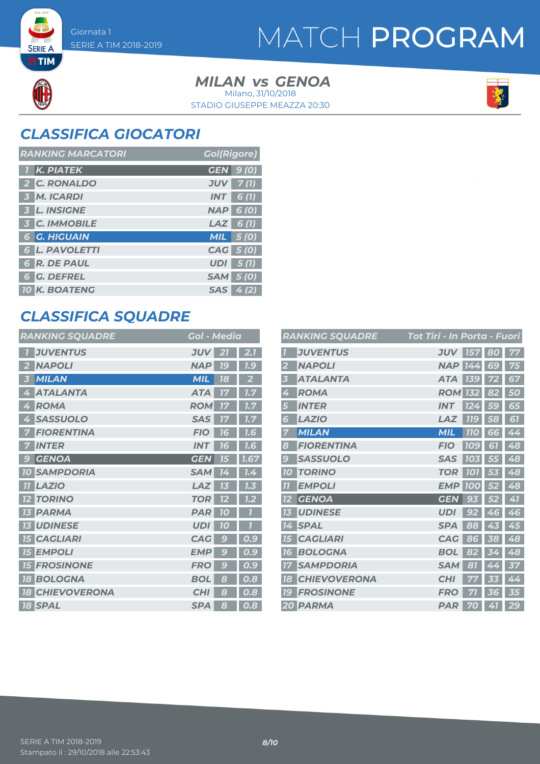# MATCH PROGRAM

Giornata 1
SERIE A TIM 2018-2019

## MILAN vs GENOA

Milano, 31/10/2018
STADIO GIUSEPPE MEAZZA 20:30

## CLASSIFICA GIOCATORI

| RANKING MARCATORI | | | Gol(Rigore) |
|---|---|---|---|
| 1 | K. PIATEK | GEN | 9 (0) |
| 2 | C. RONALDO | JUV | 7 (1) |
| 3 | M. ICARDI | INT | 6 (1) |
| 3 | L. INSIGNE | NAP | 6 (0) |
| 3 | C. IMMOBILE | LAZ | 6 (1) |
| 6 | G. HIGUAIN | MIL | 5 (0) |
| 6 | L. PAVOLETTI | CAG | 5 (0) |
| 6 | R. DE PAUL | UDI | 5 (1) |
| 6 | G. DEFREL | SAM | 5 (0) |
| 10 | K. BOATENG | SAS | 4 (2) |

## CLASSIFICA SQUADRE

| RANKING SQUADRE | | | Gol | Media |
|---|---|---|---|---|
| 1 | JUVENTUS | JUV | 21 | 2.1 |
| 2 | NAPOLI | NAP | 19 | 1.9 |
| 3 | MILAN | MIL | 18 | 2 |
| 4 | ATALANTA | ATA | 17 | 1.7 |
| 4 | ROMA | ROM | 17 | 1.7 |
| 4 | SASSUOLO | SAS | 17 | 1.7 |
| 7 | FIORENTINA | FIO | 16 | 1.6 |
| 7 | INTER | INT | 16 | 1.6 |
| 9 | GENOA | GEN | 15 | 1.67 |
| 10 | SAMPDORIA | SAM | 14 | 1.4 |
| 11 | LAZIO | LAZ | 13 | 1.3 |
| 12 | TORINO | TOR | 12 | 1.2 |
| 13 | PARMA | PAR | 10 | 1 |
| 13 | UDINESE | UDI | 10 | 1 |
| 15 | CAGLIARI | CAG | 9 | 0.9 |
| 15 | EMPOLI | EMP | 9 | 0.9 |
| 15 | FROSINONE | FRO | 9 | 0.9 |
| 18 | BOLOGNA | BOL | 8 | 0.8 |
| 18 | CHIEVOVERONA | CHI | 8 | 0.8 |
| 18 | SPAL | SPA | 8 | 0.8 |

| RANKING SQUADRE | | | Tot Tiri | In Porta | Fuori |
|---|---|---|---|---|---|
| 1 | JUVENTUS | JUV | 157 | 80 | 77 |
| 2 | NAPOLI | NAP | 144 | 69 | 75 |
| 3 | ATALANTA | ATA | 139 | 72 | 67 |
| 4 | ROMA | ROM | 132 | 82 | 50 |
| 5 | INTER | INT | 124 | 59 | 65 |
| 6 | LAZIO | LAZ | 119 | 58 | 61 |
| 7 | MILAN | MIL | 110 | 66 | 44 |
| 8 | FIORENTINA | FIO | 109 | 61 | 48 |
| 9 | SASSUOLO | SAS | 103 | 55 | 48 |
| 10 | TORINO | TOR | 101 | 53 | 48 |
| 11 | EMPOLI | EMP | 100 | 52 | 48 |
| 12 | GENOA | GEN | 93 | 52 | 41 |
| 13 | UDINESE | UDI | 92 | 46 | 46 |
| 14 | SPAL | SPA | 88 | 43 | 45 |
| 15 | CAGLIARI | CAG | 86 | 38 | 48 |
| 16 | BOLOGNA | BOL | 82 | 34 | 48 |
| 17 | SAMPDORIA | SAM | 81 | 44 | 37 |
| 18 | CHIEVOVERONA | CHI | 77 | 33 | 44 |
| 19 | FROSINONE | FRO | 71 | 36 | 35 |
| 20 | PARMA | PAR | 70 | 41 | 29 |

SERIE A TIM 2018-2019
Stampato il : 29/10/2018 alle 22:53:43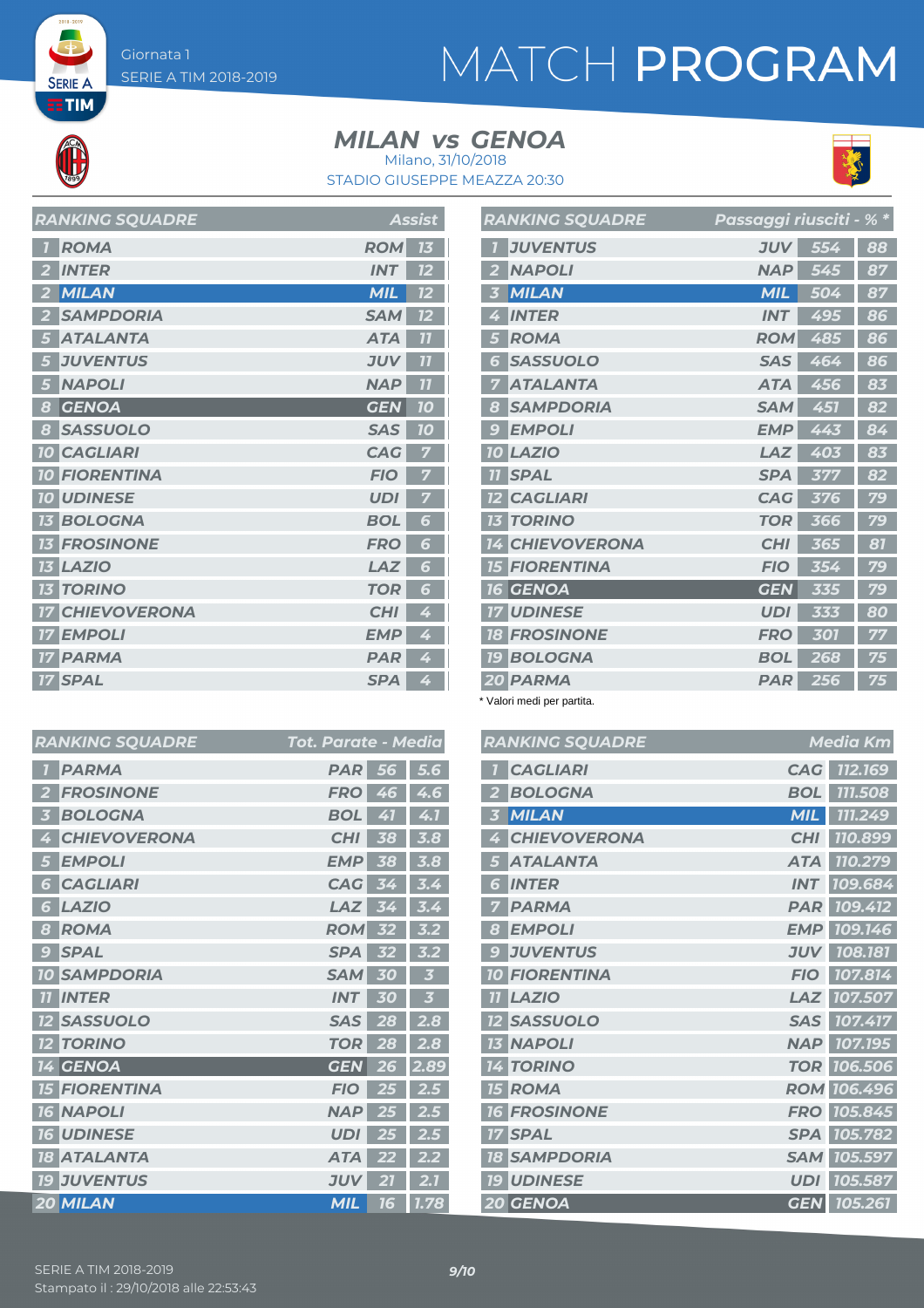Giornata 1
SERIE A TIM 2018-2019

# MATCH PROGRAM

## MILAN vs GENOA

Milano, 31/10/2018
STADIO GIUSEPPE MEAZZA 20:30

| RANKING SQUADRE | | | Assist |
|---|---|---|---|
| 1 | ROMA | ROM | 13 |
| 2 | INTER | INT | 12 |
| 2 | MILAN | MIL | 12 |
| 2 | SAMPDORIA | SAM | 12 |
| 5 | ATALANTA | ATA | 11 |
| 5 | JUVENTUS | JUV | 11 |
| 5 | NAPOLI | NAP | 11 |
| 8 | GENOA | GEN | 10 |
| 8 | SASSUOLO | SAS | 10 |
| 10 | CAGLIARI | CAG | 7 |
| 10 | FIORENTINA | FIO | 7 |
| 10 | UDINESE | UDI | 7 |
| 13 | BOLOGNA | BOL | 6 |
| 13 | FROSINONE | FRO | 6 |
| 13 | LAZIO | LAZ | 6 |
| 13 | TORINO | TOR | 6 |
| 17 | CHIEVOVERONA | CHI | 4 |
| 17 | EMPOLI | EMP | 4 |
| 17 | PARMA | PAR | 4 |
| 17 | SPAL | SPA | 4 |

| RANKING SQUADRE | | | Passaggi riusciti | % * |
|---|---|---|---|---|
| 1 | JUVENTUS | JUV | 554 | 88 |
| 2 | NAPOLI | NAP | 545 | 87 |
| 3 | MILAN | MIL | 504 | 87 |
| 4 | INTER | INT | 495 | 86 |
| 5 | ROMA | ROM | 485 | 86 |
| 6 | SASSUOLO | SAS | 464 | 86 |
| 7 | ATALANTA | ATA | 456 | 83 |
| 8 | SAMPDORIA | SAM | 451 | 82 |
| 9 | EMPOLI | EMP | 443 | 84 |
| 10 | LAZIO | LAZ | 403 | 83 |
| 11 | SPAL | SPA | 377 | 82 |
| 12 | CAGLIARI | CAG | 376 | 79 |
| 13 | TORINO | TOR | 366 | 79 |
| 14 | CHIEVOVERONA | CHI | 365 | 81 |
| 15 | FIORENTINA | FIO | 354 | 79 |
| 16 | GENOA | GEN | 335 | 79 |
| 17 | UDINESE | UDI | 333 | 80 |
| 18 | FROSINONE | FRO | 301 | 77 |
| 19 | BOLOGNA | BOL | 268 | 75 |
| 20 | PARMA | PAR | 256 | 75 |

\* Valori medi per partita.

| RANKING SQUADRE | | | Tot. Parate | Media |
|---|---|---|---|---|
| 1 | PARMA | PAR | 56 | 5.6 |
| 2 | FROSINONE | FRO | 46 | 4.6 |
| 3 | BOLOGNA | BOL | 41 | 4.1 |
| 4 | CHIEVOVERONA | CHI | 38 | 3.8 |
| 5 | EMPOLI | EMP | 38 | 3.8 |
| 6 | CAGLIARI | CAG | 34 | 3.4 |
| 6 | LAZIO | LAZ | 34 | 3.4 |
| 8 | ROMA | ROM | 32 | 3.2 |
| 9 | SPAL | SPA | 32 | 3.2 |
| 10 | SAMPDORIA | SAM | 30 | 3 |
| 11 | INTER | INT | 30 | 3 |
| 12 | SASSUOLO | SAS | 28 | 2.8 |
| 12 | TORINO | TOR | 28 | 2.8 |
| 14 | GENOA | GEN | 26 | 2.89 |
| 15 | FIORENTINA | FIO | 25 | 2.5 |
| 16 | NAPOLI | NAP | 25 | 2.5 |
| 16 | UDINESE | UDI | 25 | 2.5 |
| 18 | ATALANTA | ATA | 22 | 2.2 |
| 19 | JUVENTUS | JUV | 21 | 2.1 |
| 20 | MILAN | MIL | 16 | 1.78 |

| RANKING SQUADRE | | | Media Km |
|---|---|---|---|
| 1 | CAGLIARI | CAG | 112.169 |
| 2 | BOLOGNA | BOL | 111.508 |
| 3 | MILAN | MIL | 111.249 |
| 4 | CHIEVOVERONA | CHI | 110.899 |
| 5 | ATALANTA | ATA | 110.279 |
| 6 | INTER | INT | 109.684 |
| 7 | PARMA | PAR | 109.412 |
| 8 | EMPOLI | EMP | 109.146 |
| 9 | JUVENTUS | JUV | 108.181 |
| 10 | FIORENTINA | FIO | 107.814 |
| 11 | LAZIO | LAZ | 107.507 |
| 12 | SASSUOLO | SAS | 107.417 |
| 13 | NAPOLI | NAP | 107.195 |
| 14 | TORINO | TOR | 106.506 |
| 15 | ROMA | ROM | 106.496 |
| 16 | FROSINONE | FRO | 105.845 |
| 17 | SPAL | SPA | 105.782 |
| 18 | SAMPDORIA | SAM | 105.597 |
| 19 | UDINESE | UDI | 105.587 |
| 20 | GENOA | GEN | 105.261 |

SERIE A TIM 2018-2019
Stampato il : 29/10/2018 alle 22:53:43